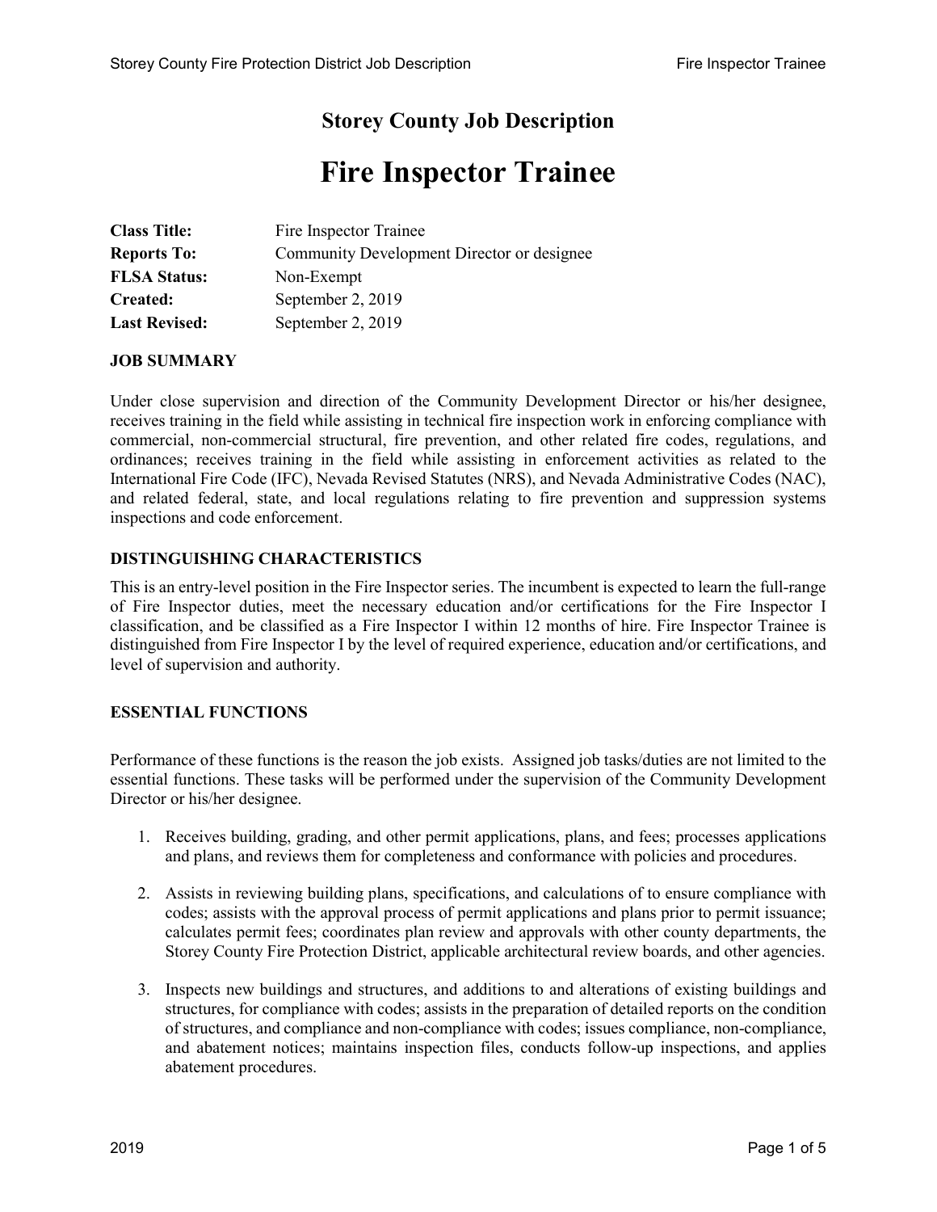# Storey County Job Description

# Fire Inspector Trainee

| | |
|---|---|
| **Class Title:** | Fire Inspector Trainee |
| **Reports To:** | Community Development Director or designee |
| **FLSA Status:** | Non-Exempt |
| **Created:** | September 2, 2019 |
| **Last Revised:** | September 2, 2019 |

## JOB SUMMARY

Under close supervision and direction of the Community Development Director or his/her designee, receives training in the field while assisting in technical fire inspection work in enforcing compliance with commercial, non-commercial structural, fire prevention, and other related fire codes, regulations, and ordinances; receives training in the field while assisting in enforcement activities as related to the International Fire Code (IFC), Nevada Revised Statutes (NRS), and Nevada Administrative Codes (NAC), and related federal, state, and local regulations relating to fire prevention and suppression systems inspections and code enforcement.

## DISTINGUISHING CHARACTERISTICS

This is an entry-level position in the Fire Inspector series. The incumbent is expected to learn the full-range of Fire Inspector duties, meet the necessary education and/or certifications for the Fire Inspector I classification, and be classified as a Fire Inspector I within 12 months of hire. Fire Inspector Trainee is distinguished from Fire Inspector I by the level of required experience, education and/or certifications, and level of supervision and authority.

## ESSENTIAL FUNCTIONS

Performance of these functions is the reason the job exists. Assigned job tasks/duties are not limited to the essential functions. These tasks will be performed under the supervision of the Community Development Director or his/her designee.

1. Receives building, grading, and other permit applications, plans, and fees; processes applications and plans, and reviews them for completeness and conformance with policies and procedures.

2. Assists in reviewing building plans, specifications, and calculations of to ensure compliance with codes; assists with the approval process of permit applications and plans prior to permit issuance; calculates permit fees; coordinates plan review and approvals with other county departments, the Storey County Fire Protection District, applicable architectural review boards, and other agencies.

3. Inspects new buildings and structures, and additions to and alterations of existing buildings and structures, for compliance with codes; assists in the preparation of detailed reports on the condition of structures, and compliance and non-compliance with codes; issues compliance, non-compliance, and abatement notices; maintains inspection files, conducts follow-up inspections, and applies abatement procedures.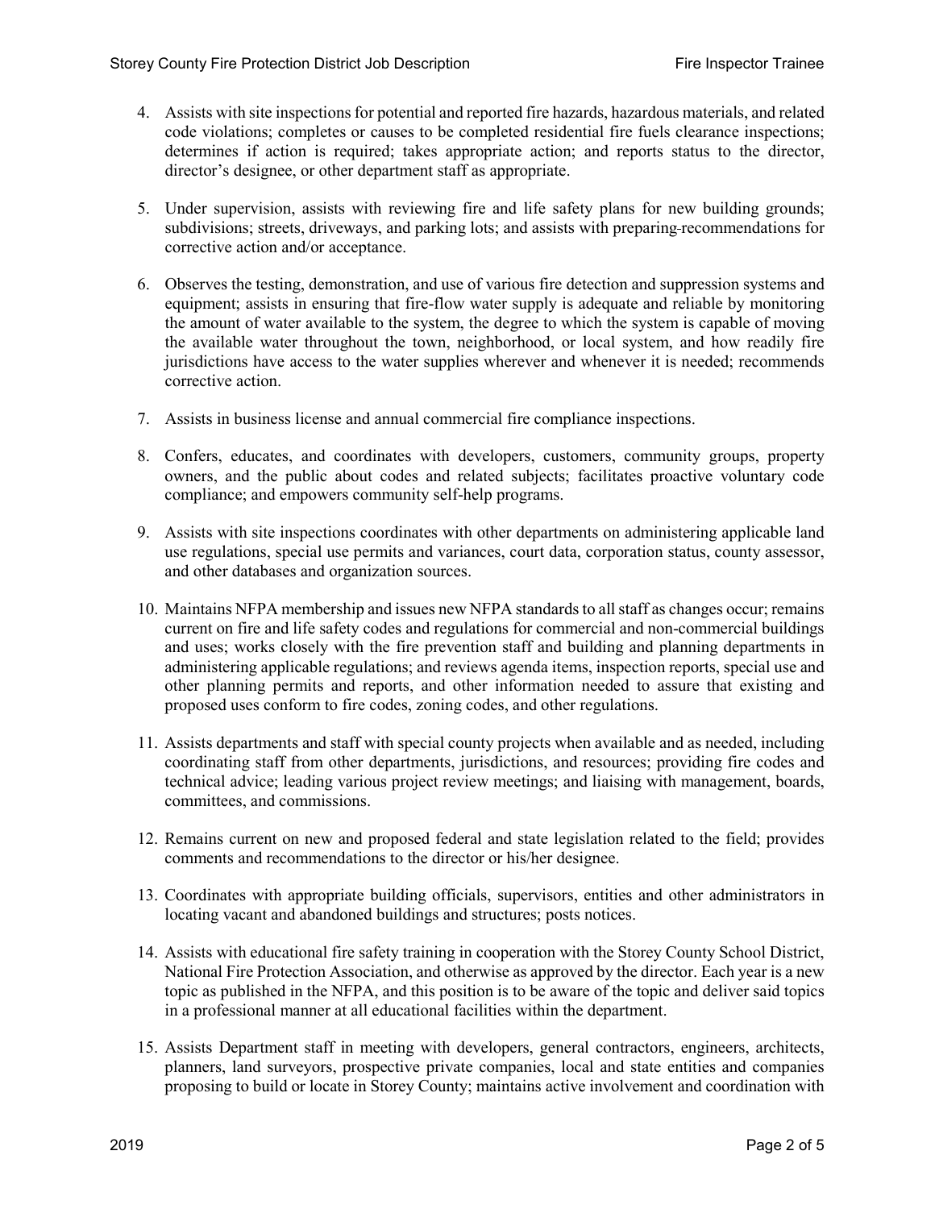4. Assists with site inspections for potential and reported fire hazards, hazardous materials, and related code violations; completes or causes to be completed residential fire fuels clearance inspections; determines if action is required; takes appropriate action; and reports status to the director, director's designee, or other department staff as appropriate.

5. Under supervision, assists with reviewing fire and life safety plans for new building grounds; subdivisions; streets, driveways, and parking lots; and assists with preparing recommendations for corrective action and/or acceptance.

6. Observes the testing, demonstration, and use of various fire detection and suppression systems and equipment; assists in ensuring that fire-flow water supply is adequate and reliable by monitoring the amount of water available to the system, the degree to which the system is capable of moving the available water throughout the town, neighborhood, or local system, and how readily fire jurisdictions have access to the water supplies wherever and whenever it is needed; recommends corrective action.

7. Assists in business license and annual commercial fire compliance inspections.

8. Confers, educates, and coordinates with developers, customers, community groups, property owners, and the public about codes and related subjects; facilitates proactive voluntary code compliance; and empowers community self-help programs.

9. Assists with site inspections coordinates with other departments on administering applicable land use regulations, special use permits and variances, court data, corporation status, county assessor, and other databases and organization sources.

10. Maintains NFPA membership and issues new NFPA standards to all staff as changes occur; remains current on fire and life safety codes and regulations for commercial and non-commercial buildings and uses; works closely with the fire prevention staff and building and planning departments in administering applicable regulations; and reviews agenda items, inspection reports, special use and other planning permits and reports, and other information needed to assure that existing and proposed uses conform to fire codes, zoning codes, and other regulations.

11. Assists departments and staff with special county projects when available and as needed, including coordinating staff from other departments, jurisdictions, and resources; providing fire codes and technical advice; leading various project review meetings; and liaising with management, boards, committees, and commissions.

12. Remains current on new and proposed federal and state legislation related to the field; provides comments and recommendations to the director or his/her designee.

13. Coordinates with appropriate building officials, supervisors, entities and other administrators in locating vacant and abandoned buildings and structures; posts notices.

14. Assists with educational fire safety training in cooperation with the Storey County School District, National Fire Protection Association, and otherwise as approved by the director. Each year is a new topic as published in the NFPA, and this position is to be aware of the topic and deliver said topics in a professional manner at all educational facilities within the department.

15. Assists Department staff in meeting with developers, general contractors, engineers, architects, planners, land surveyors, prospective private companies, local and state entities and companies proposing to build or locate in Storey County; maintains active involvement and coordination with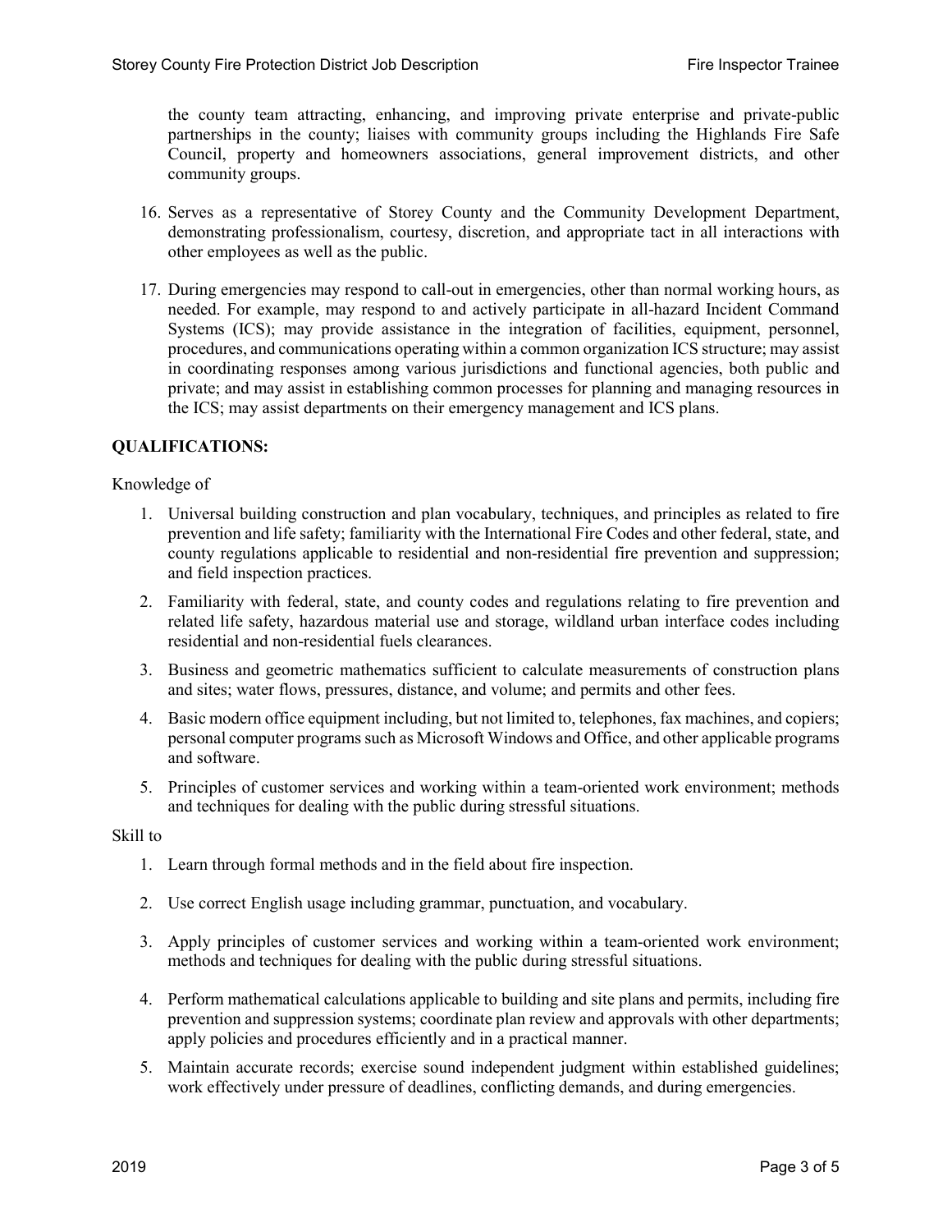the county team attracting, enhancing, and improving private enterprise and private-public partnerships in the county; liaises with community groups including the Highlands Fire Safe Council, property and homeowners associations, general improvement districts, and other community groups.

16. Serves as a representative of Storey County and the Community Development Department, demonstrating professionalism, courtesy, discretion, and appropriate tact in all interactions with other employees as well as the public.

17. During emergencies may respond to call-out in emergencies, other than normal working hours, as needed. For example, may respond to and actively participate in all-hazard Incident Command Systems (ICS); may provide assistance in the integration of facilities, equipment, personnel, procedures, and communications operating within a common organization ICS structure; may assist in coordinating responses among various jurisdictions and functional agencies, both public and private; and may assist in establishing common processes for planning and managing resources in the ICS; may assist departments on their emergency management and ICS plans.

**QUALIFICATIONS:**

Knowledge of

1. Universal building construction and plan vocabulary, techniques, and principles as related to fire prevention and life safety; familiarity with the International Fire Codes and other federal, state, and county regulations applicable to residential and non-residential fire prevention and suppression; and field inspection practices.
2. Familiarity with federal, state, and county codes and regulations relating to fire prevention and related life safety, hazardous material use and storage, wildland urban interface codes including residential and non-residential fuels clearances.
3. Business and geometric mathematics sufficient to calculate measurements of construction plans and sites; water flows, pressures, distance, and volume; and permits and other fees.
4. Basic modern office equipment including, but not limited to, telephones, fax machines, and copiers; personal computer programs such as Microsoft Windows and Office, and other applicable programs and software.
5. Principles of customer services and working within a team-oriented work environment; methods and techniques for dealing with the public during stressful situations.

Skill to

1. Learn through formal methods and in the field about fire inspection.
2. Use correct English usage including grammar, punctuation, and vocabulary.
3. Apply principles of customer services and working within a team-oriented work environment; methods and techniques for dealing with the public during stressful situations.
4. Perform mathematical calculations applicable to building and site plans and permits, including fire prevention and suppression systems; coordinate plan review and approvals with other departments; apply policies and procedures efficiently and in a practical manner.
5. Maintain accurate records; exercise sound independent judgment within established guidelines; work effectively under pressure of deadlines, conflicting demands, and during emergencies.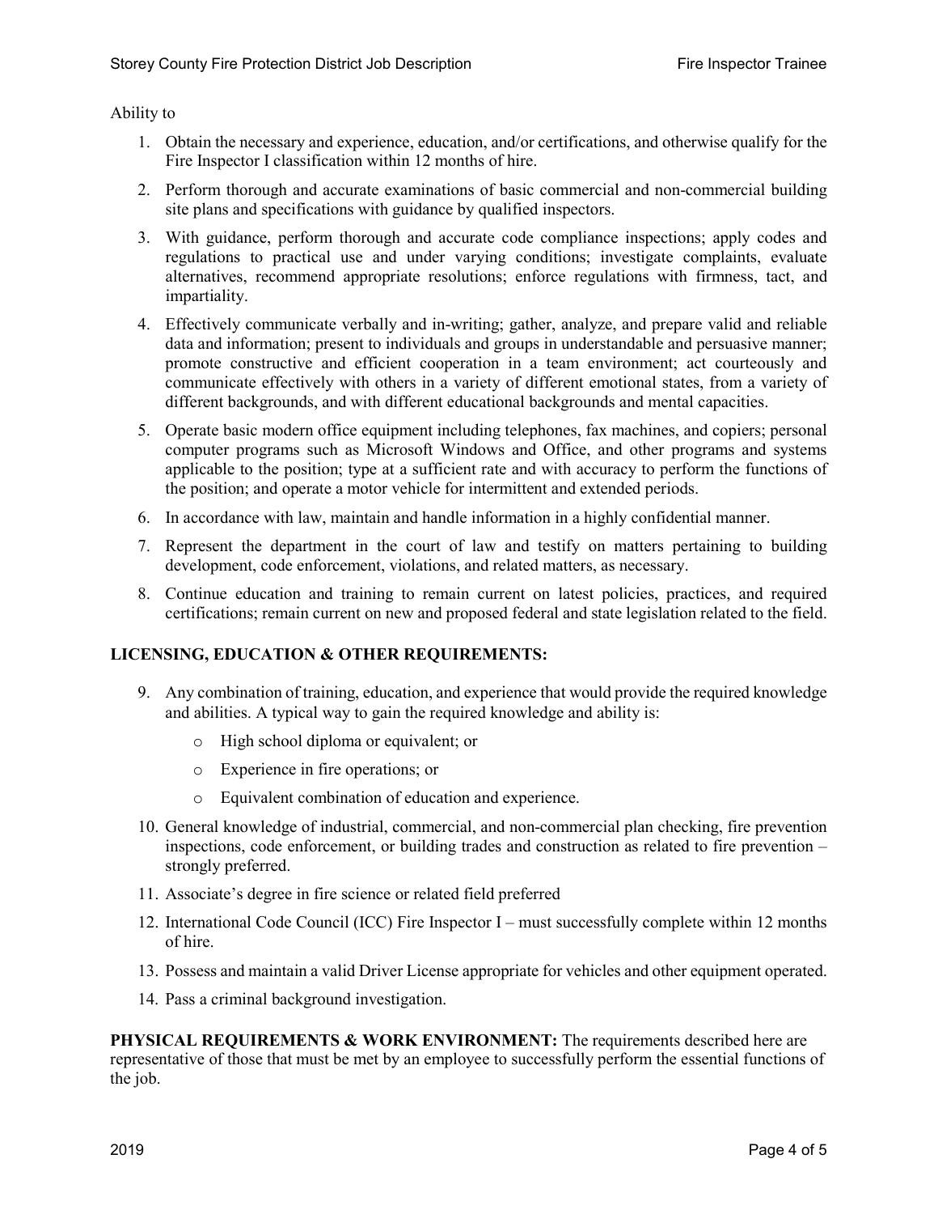Ability to

1. Obtain the necessary and experience, education, and/or certifications, and otherwise qualify for the Fire Inspector I classification within 12 months of hire.
2. Perform thorough and accurate examinations of basic commercial and non-commercial building site plans and specifications with guidance by qualified inspectors.
3. With guidance, perform thorough and accurate code compliance inspections; apply codes and regulations to practical use and under varying conditions; investigate complaints, evaluate alternatives, recommend appropriate resolutions; enforce regulations with firmness, tact, and impartiality.
4. Effectively communicate verbally and in-writing; gather, analyze, and prepare valid and reliable data and information; present to individuals and groups in understandable and persuasive manner; promote constructive and efficient cooperation in a team environment; act courteously and communicate effectively with others in a variety of different emotional states, from a variety of different backgrounds, and with different educational backgrounds and mental capacities.
5. Operate basic modern office equipment including telephones, fax machines, and copiers; personal computer programs such as Microsoft Windows and Office, and other programs and systems applicable to the position; type at a sufficient rate and with accuracy to perform the functions of the position; and operate a motor vehicle for intermittent and extended periods.
6. In accordance with law, maintain and handle information in a highly confidential manner.
7. Represent the department in the court of law and testify on matters pertaining to building development, code enforcement, violations, and related matters, as necessary.
8. Continue education and training to remain current on latest policies, practices, and required certifications; remain current on new and proposed federal and state legislation related to the field.

**LICENSING, EDUCATION & OTHER REQUIREMENTS:**

9. Any combination of training, education, and experience that would provide the required knowledge and abilities. A typical way to gain the required knowledge and ability is:
    - High school diploma or equivalent; or
    - Experience in fire operations; or
    - Equivalent combination of education and experience.
10. General knowledge of industrial, commercial, and non-commercial plan checking, fire prevention inspections, code enforcement, or building trades and construction as related to fire prevention – strongly preferred.
11. Associate's degree in fire science or related field preferred
12. International Code Council (ICC) Fire Inspector I – must successfully complete within 12 months of hire.
13. Possess and maintain a valid Driver License appropriate for vehicles and other equipment operated.
14. Pass a criminal background investigation.

**PHYSICAL REQUIREMENTS & WORK ENVIRONMENT:** The requirements described here are representative of those that must be met by an employee to successfully perform the essential functions of the job.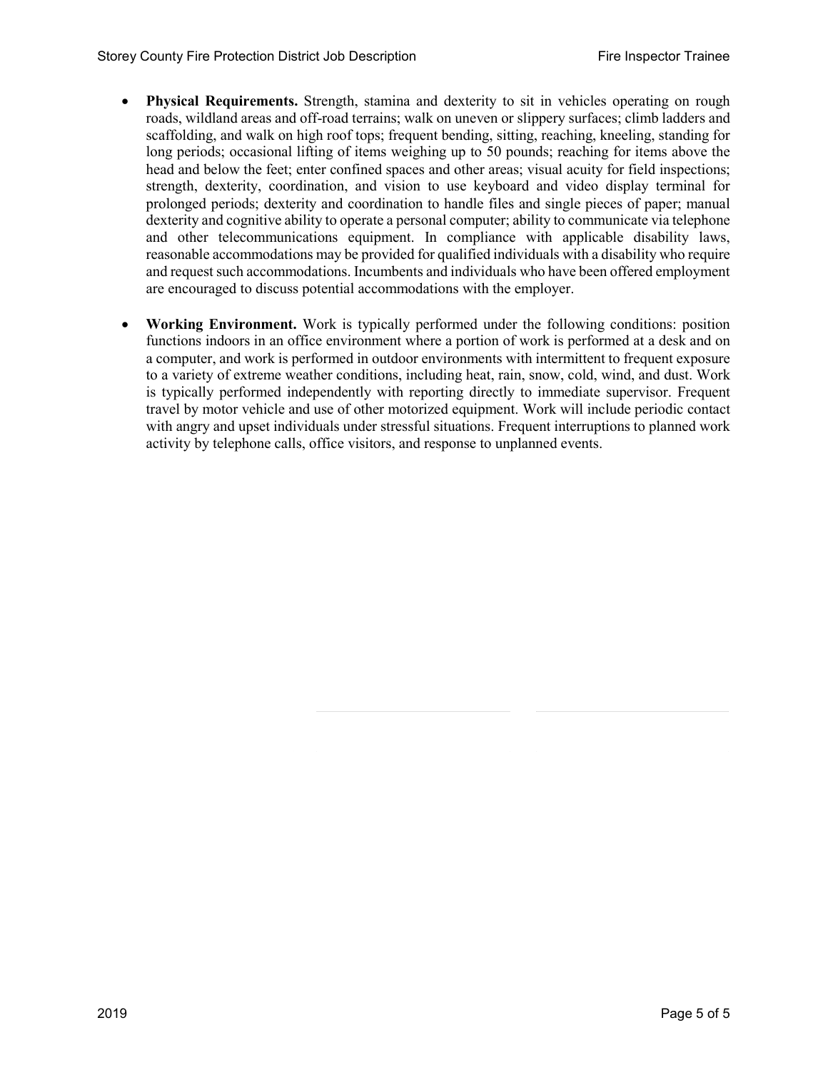- **Physical Requirements.** Strength, stamina and dexterity to sit in vehicles operating on rough roads, wildland areas and off-road terrains; walk on uneven or slippery surfaces; climb ladders and scaffolding, and walk on high roof tops; frequent bending, sitting, reaching, kneeling, standing for long periods; occasional lifting of items weighing up to 50 pounds; reaching for items above the head and below the feet; enter confined spaces and other areas; visual acuity for field inspections; strength, dexterity, coordination, and vision to use keyboard and video display terminal for prolonged periods; dexterity and coordination to handle files and single pieces of paper; manual dexterity and cognitive ability to operate a personal computer; ability to communicate via telephone and other telecommunications equipment. In compliance with applicable disability laws, reasonable accommodations may be provided for qualified individuals with a disability who require and request such accommodations. Incumbents and individuals who have been offered employment are encouraged to discuss potential accommodations with the employer.

- **Working Environment.** Work is typically performed under the following conditions: position functions indoors in an office environment where a portion of work is performed at a desk and on a computer, and work is performed in outdoor environments with intermittent to frequent exposure to a variety of extreme weather conditions, including heat, rain, snow, cold, wind, and dust. Work is typically performed independently with reporting directly to immediate supervisor. Frequent travel by motor vehicle and use of other motorized equipment. Work will include periodic contact with angry and upset individuals under stressful situations. Frequent interruptions to planned work activity by telephone calls, office visitors, and response to unplanned events.